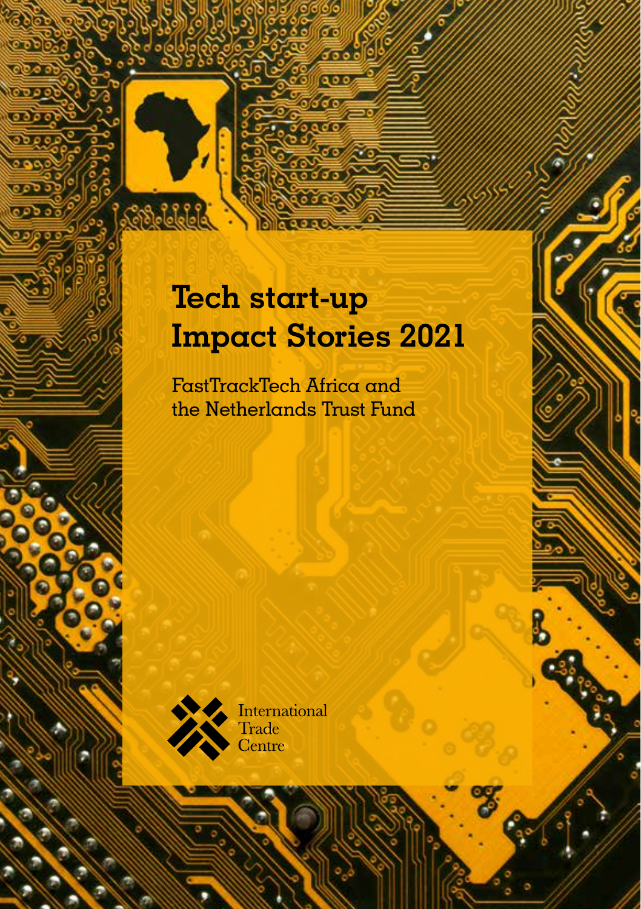# Tech start-up Impact Stories 2021

FastTrackTech Africa and the Netherlands Trust Fund

International Trade Centre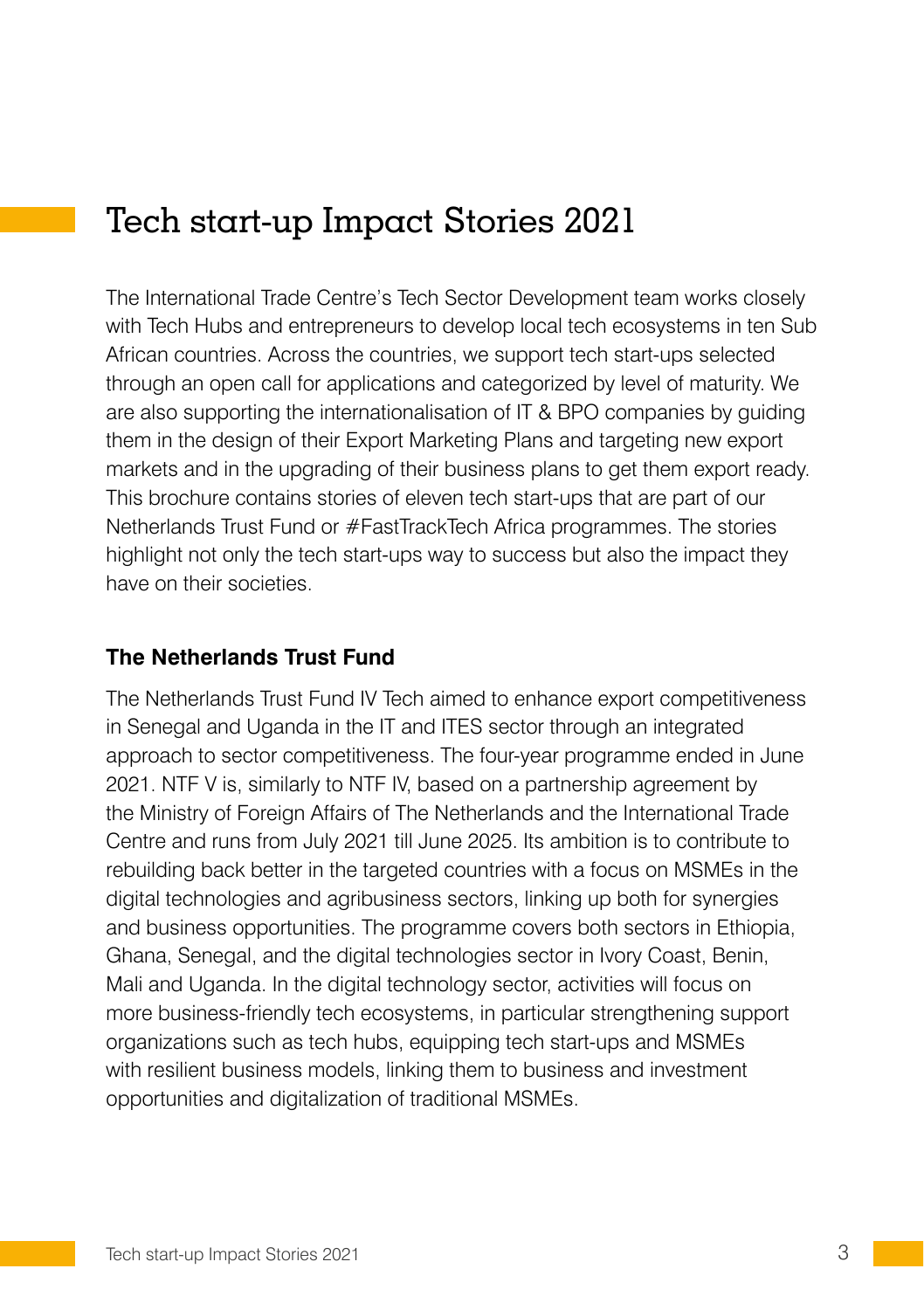# Tech start-up Impact Stories 2021

The International Trade Centre's Tech Sector Development team works closely with Tech Hubs and entrepreneurs to develop local tech ecosystems in ten Sub African countries. Across the countries, we support tech start-ups selected through an open call for applications and categorized by level of maturity. We are also supporting the internationalisation of IT & BPO companies by guiding them in the design of their Export Marketing Plans and targeting new export markets and in the upgrading of their business plans to get them export ready. This brochure contains stories of eleven tech start-ups that are part of our Netherlands Trust Fund or #FastTrackTech Africa programmes. The stories highlight not only the tech start-ups way to success but also the impact they have on their societies.

**The Netherlands Trust Fund**

The Netherlands Trust Fund IV Tech aimed to enhance export competitiveness in Senegal and Uganda in the IT and ITES sector through an integrated approach to sector competitiveness. The four-year programme ended in June 2021. NTF V is, similarly to NTF IV, based on a partnership agreement by the Ministry of Foreign Affairs of The Netherlands and the International Trade Centre and runs from July 2021 till June 2025. Its ambition is to contribute to rebuilding back better in the targeted countries with a focus on MSMEs in the digital technologies and agribusiness sectors, linking up both for synergies and business opportunities. The programme covers both sectors in Ethiopia, Ghana, Senegal, and the digital technologies sector in Ivory Coast, Benin, Mali and Uganda. In the digital technology sector, activities will focus on more business-friendly tech ecosystems, in particular strengthening support organizations such as tech hubs, equipping tech start-ups and MSMEs with resilient business models, linking them to business and investment opportunities and digitalization of traditional MSMEs.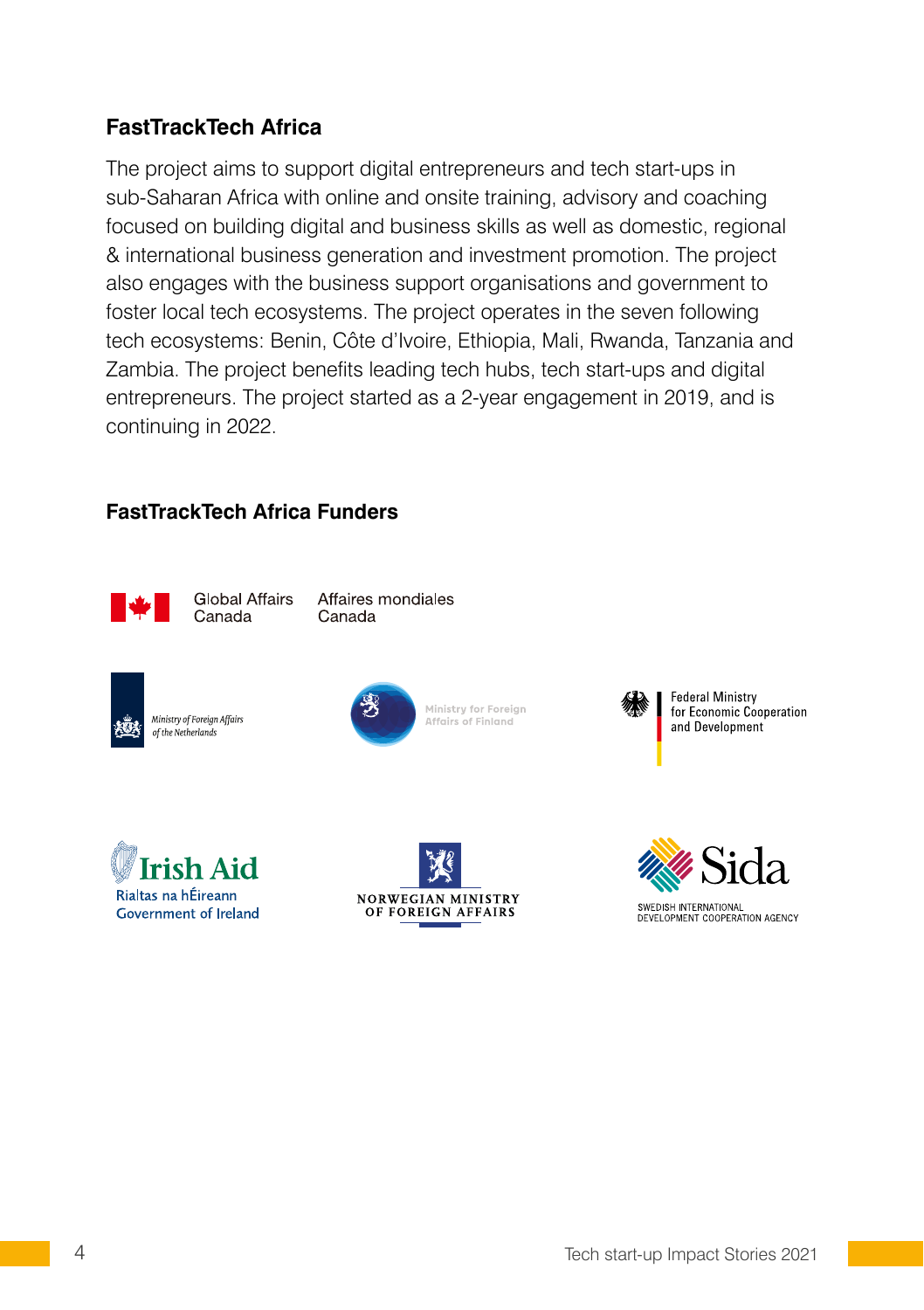## FastTrackTech Africa

The project aims to support digital entrepreneurs and tech start-ups in sub-Saharan Africa with online and onsite training, advisory and coaching focused on building digital and business skills as well as domestic, regional & international business generation and investment promotion. The project also engages with the business support organisations and government to foster local tech ecosystems. The project operates in the seven following tech ecosystems: Benin, Côte d'Ivoire, Ethiopia, Mali, Rwanda, Tanzania and Zambia. The project benefits leading tech hubs, tech start-ups and digital entrepreneurs. The project started as a 2-year engagement in 2019, and is continuing in 2022.

## FastTrackTech Africa Funders

Global Affairs Canada — Affaires mondiales Canada

Ministry of Foreign Affairs of the Netherlands

Ministry for Foreign Affairs of Finland

Federal Ministry for Economic Cooperation and Development

Irish Aid — Rialtas na hÉireann — Government of Ireland

Norwegian Ministry of Foreign Affairs

Sida — Swedish International Development Cooperation Agency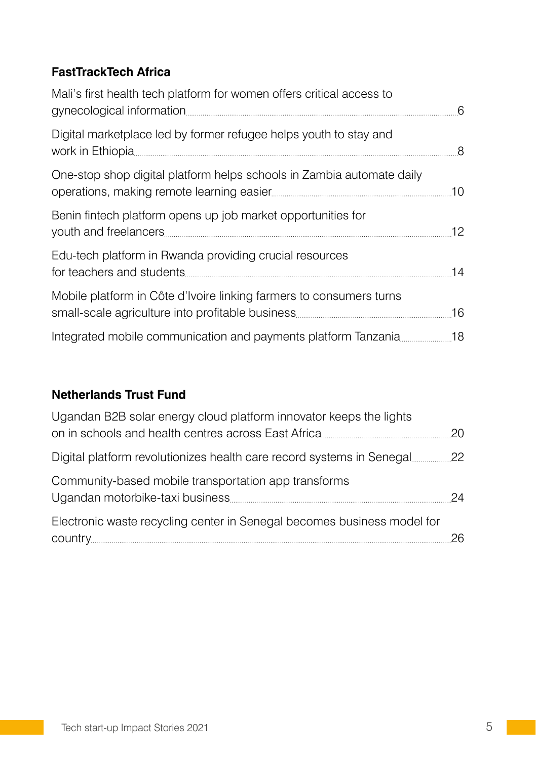**FastTrackTech Africa**

Mali’s first health tech platform for women offers critical access to gynecological information ........ 6

Digital marketplace led by former refugee helps youth to stay and work in Ethiopia ........ 8

One-stop shop digital platform helps schools in Zambia automate daily operations, making remote learning easier ........ 10

Benin fintech platform opens up job market opportunities for youth and freelancers ........ 12

Edu-tech platform in Rwanda providing crucial resources for teachers and students ........ 14

Mobile platform in Côte d’Ivoire linking farmers to consumers turns small-scale agriculture into profitable business ........ 16

Integrated mobile communication and payments platform Tanzania ........ 18

**Netherlands Trust Fund**

Ugandan B2B solar energy cloud platform innovator keeps the lights on in schools and health centres across East Africa ........ 20

Digital platform revolutionizes health care record systems in Senegal ........ 22

Community-based mobile transportation app transforms Ugandan motorbike-taxi business ........ 24

Electronic waste recycling center in Senegal becomes business model for country ........ 26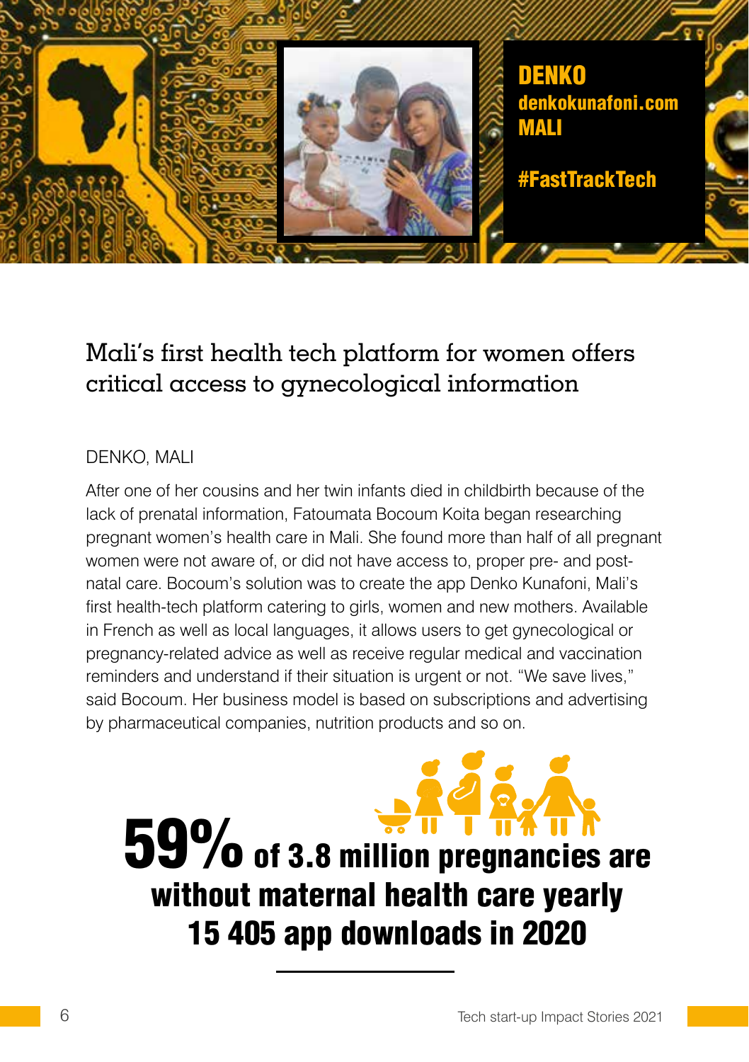**DENKO**
**denkokunafoni.com**
**MALI**

**#FastTrackTech**

## Mali's first health tech platform for women offers critical access to gynecological information

DENKO, MALI

After one of her cousins and her twin infants died in childbirth because of the lack of prenatal information, Fatoumata Bocoum Koita began researching pregnant women's health care in Mali. She found more than half of all pregnant women were not aware of, or did not have access to, proper pre- and post-natal care. Bocoum's solution was to create the app Denko Kunafoni, Mali's first health-tech platform catering to girls, women and new mothers. Available in French as well as local languages, it allows users to get gynecological or pregnancy-related advice as well as receive regular medical and vaccination reminders and understand if their situation is urgent or not. "We save lives," said Bocoum. Her business model is based on subscriptions and advertising by pharmaceutical companies, nutrition products and so on.

**59% of 3.8 million pregnancies are without maternal health care yearly**
**15 405 app downloads in 2020**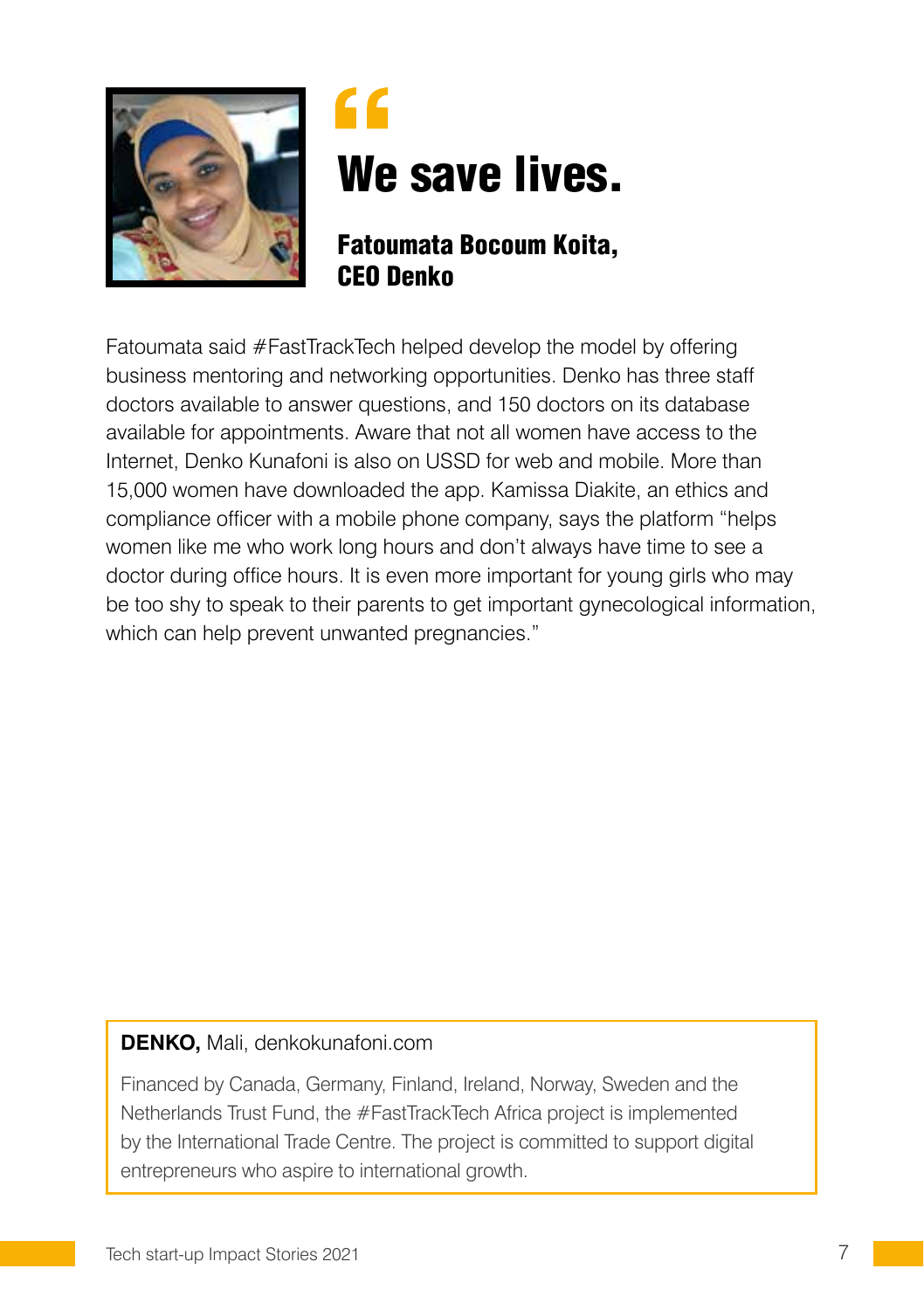# "We save lives.

**Fatoumata Bocoum Koita,**
**CEO Denko**

Fatoumata said #FastTrackTech helped develop the model by offering business mentoring and networking opportunities. Denko has three staff doctors available to answer questions, and 150 doctors on its database available for appointments. Aware that not all women have access to the Internet, Denko Kunafoni is also on USSD for web and mobile. More than 15,000 women have downloaded the app. Kamissa Diakite, an ethics and compliance officer with a mobile phone company, says the platform "helps women like me who work long hours and don't always have time to see a doctor during office hours. It is even more important for young girls who may be too shy to speak to their parents to get important gynecological information, which can help prevent unwanted pregnancies."

**DENKO,** Mali, denkokunafoni.com

Financed by Canada, Germany, Finland, Ireland, Norway, Sweden and the Netherlands Trust Fund, the #FastTrackTech Africa project is implemented by the International Trade Centre. The project is committed to support digital entrepreneurs who aspire to international growth.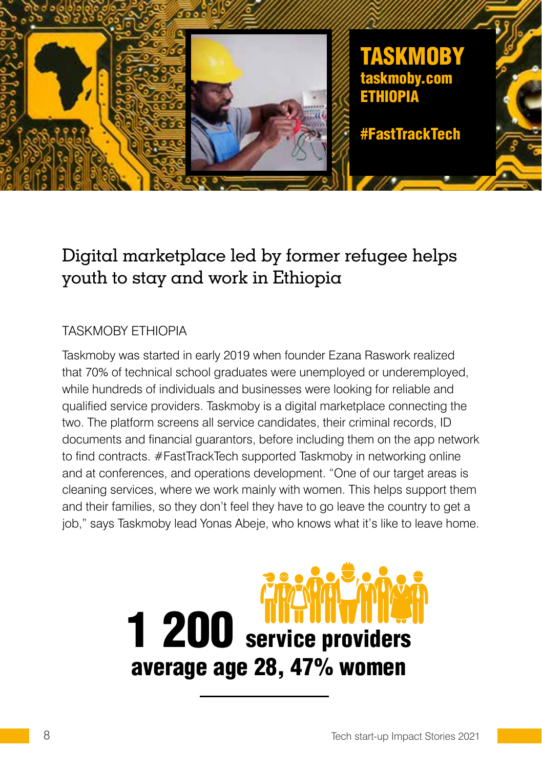**TASKMOBY**
**taskmoby.com**
**ETHIOPIA**

**#FastTrackTech**

# Digital marketplace led by former refugee helps youth to stay and work in Ethiopia

TASKMOBY ETHIOPIA

Taskmoby was started in early 2019 when founder Ezana Raswork realized that 70% of technical school graduates were unemployed or underemployed, while hundreds of individuals and businesses were looking for reliable and qualified service providers. Taskmoby is a digital marketplace connecting the two. The platform screens all service candidates, their criminal records, ID documents and financial guarantors, before including them on the app network to find contracts. #FastTrackTech supported Taskmoby in networking online and at conferences, and operations development. "One of our target areas is cleaning services, where we work mainly with women. This helps support them and their families, so they don't feel they have to go leave the country to get a job," says Taskmoby lead Yonas Abeje, who knows what it's like to leave home.

**1 200 service providers**
**average age 28, 47% women**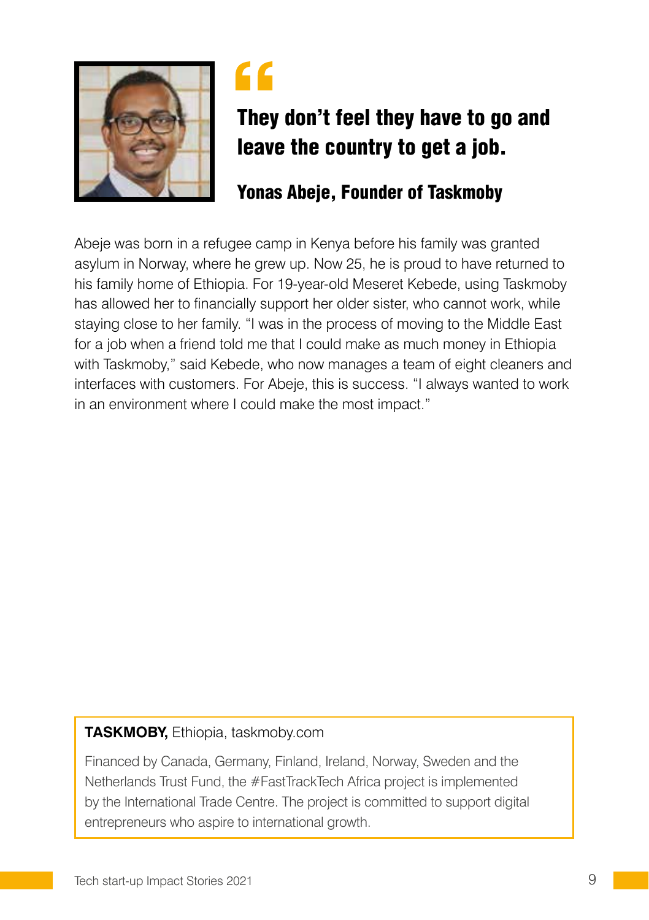> **They don't feel they have to go and leave the country to get a job.**
>
> **Yonas Abeje, Founder of Taskmoby**

Abeje was born in a refugee camp in Kenya before his family was granted asylum in Norway, where he grew up. Now 25, he is proud to have returned to his family home of Ethiopia. For 19-year-old Meseret Kebede, using Taskmoby has allowed her to financially support her older sister, who cannot work, while staying close to her family. "I was in the process of moving to the Middle East for a job when a friend told me that I could make as much money in Ethiopia with Taskmoby," said Kebede, who now manages a team of eight cleaners and interfaces with customers. For Abeje, this is success. "I always wanted to work in an environment where I could make the most impact."

**TASKMOBY,** Ethiopia, taskmoby.com

Financed by Canada, Germany, Finland, Ireland, Norway, Sweden and the Netherlands Trust Fund, the #FastTrackTech Africa project is implemented by the International Trade Centre. The project is committed to support digital entrepreneurs who aspire to international growth.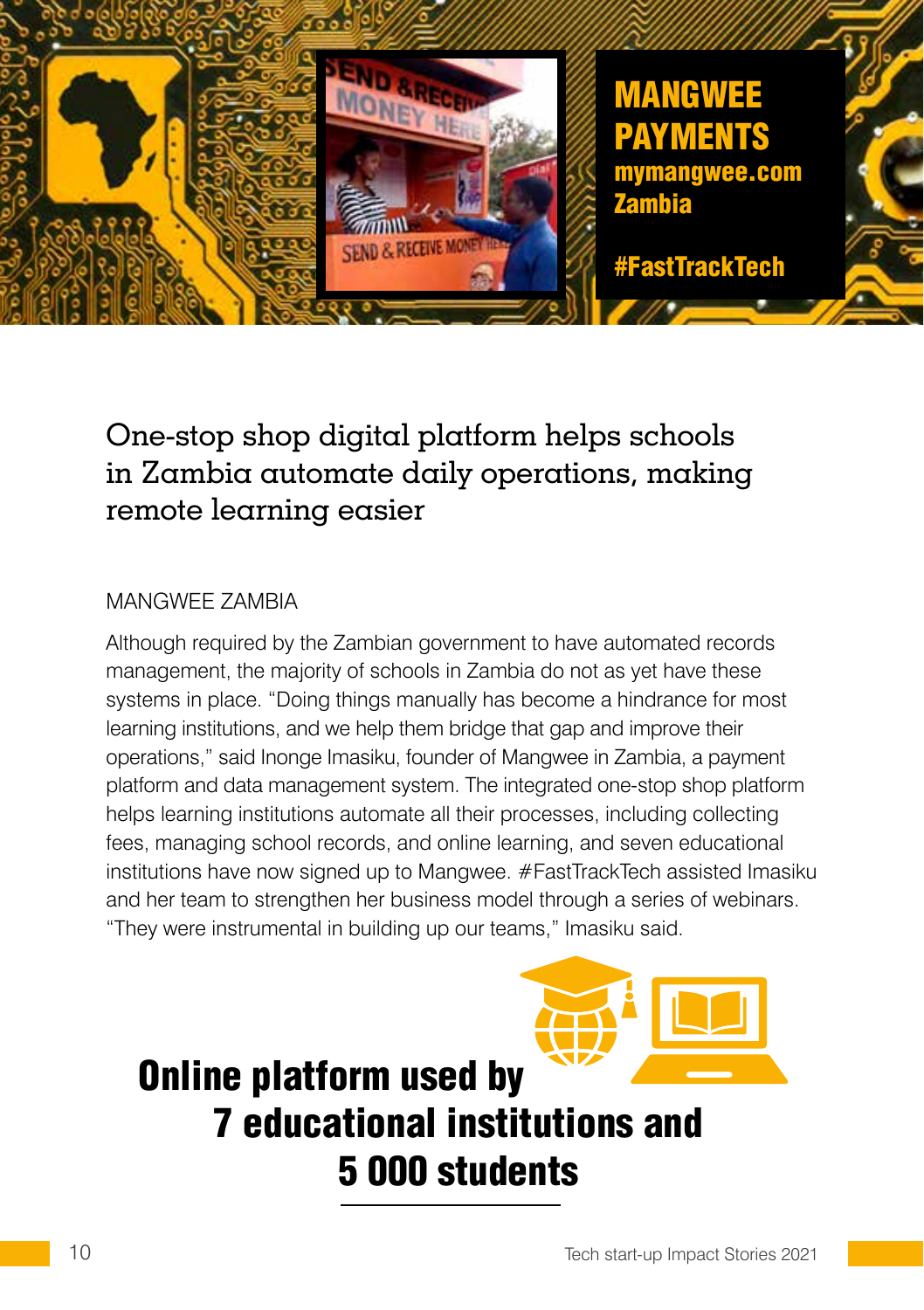# MANGWEE PAYMENTS

**mymangwee.com**
**Zambia**

**#FastTrackTech**

## One-stop shop digital platform helps schools in Zambia automate daily operations, making remote learning easier

MANGWEE ZAMBIA

Although required by the Zambian government to have automated records management, the majority of schools in Zambia do not as yet have these systems in place. "Doing things manually has become a hindrance for most learning institutions, and we help them bridge that gap and improve their operations," said Inonge Imasiku, founder of Mangwee in Zambia, a payment platform and data management system. The integrated one-stop shop platform helps learning institutions automate all their processes, including collecting fees, managing school records, and online learning, and seven educational institutions have now signed up to Mangwee. #FastTrackTech assisted Imasiku and her team to strengthen her business model through a series of webinars. "They were instrumental in building up our teams," Imasiku said.

**Online platform used by 7 educational institutions and 5 000 students**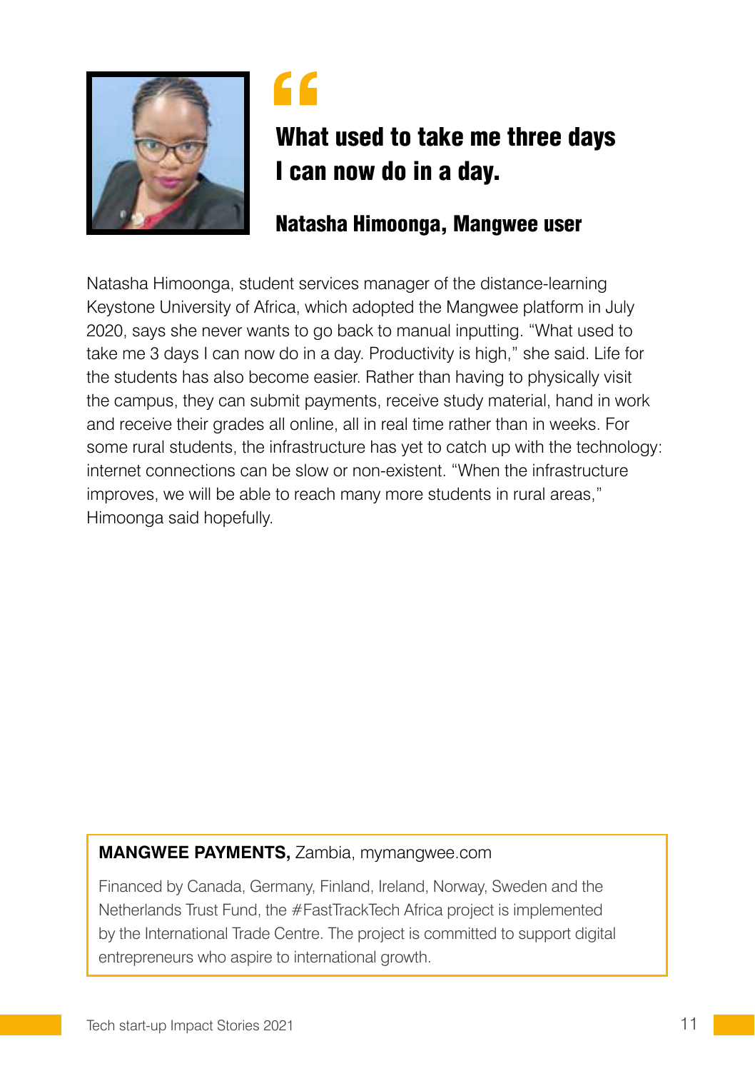> **What used to take me three days I can now do in a day.**
>
> **Natasha Himoonga, Mangwee user**

Natasha Himoonga, student services manager of the distance-learning Keystone University of Africa, which adopted the Mangwee platform in July 2020, says she never wants to go back to manual inputting. "What used to take me 3 days I can now do in a day. Productivity is high," she said. Life for the students has also become easier. Rather than having to physically visit the campus, they can submit payments, receive study material, hand in work and receive their grades all online, all in real time rather than in weeks. For some rural students, the infrastructure has yet to catch up with the technology: internet connections can be slow or non-existent. "When the infrastructure improves, we will be able to reach many more students in rural areas," Himoonga said hopefully.

**MANGWEE PAYMENTS,** Zambia, mymangwee.com

Financed by Canada, Germany, Finland, Ireland, Norway, Sweden and the Netherlands Trust Fund, the #FastTrackTech Africa project is implemented by the International Trade Centre. The project is committed to support digital entrepreneurs who aspire to international growth.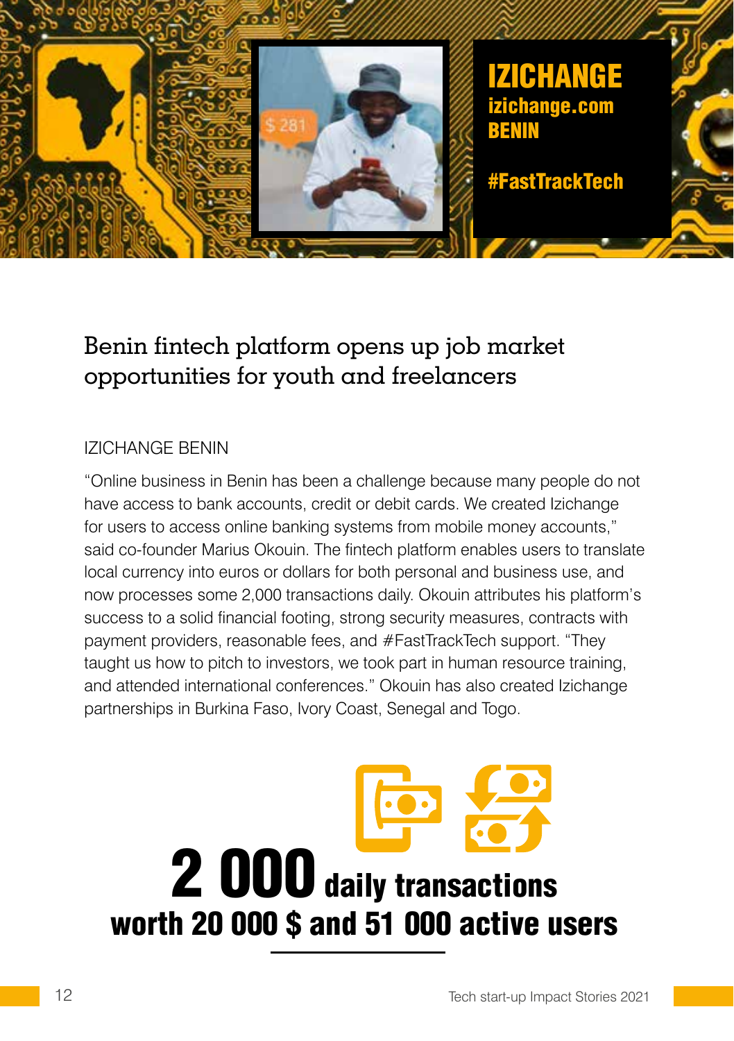# IZICHANGE

**izichange.com**

**BENIN**

**#FastTrackTech**

## Benin fintech platform opens up job market opportunities for youth and freelancers

IZICHANGE BENIN

"Online business in Benin has been a challenge because many people do not have access to bank accounts, credit or debit cards. We created Izichange for users to access online banking systems from mobile money accounts," said co-founder Marius Okouin. The fintech platform enables users to translate local currency into euros or dollars for both personal and business use, and now processes some 2,000 transactions daily. Okouin attributes his platform's success to a solid financial footing, strong security measures, contracts with payment providers, reasonable fees, and #FastTrackTech support. "They taught us how to pitch to investors, we took part in human resource training, and attended international conferences." Okouin has also created Izichange partnerships in Burkina Faso, Ivory Coast, Senegal and Togo.

**2 000 daily transactions worth 20 000 $ and 51 000 active users**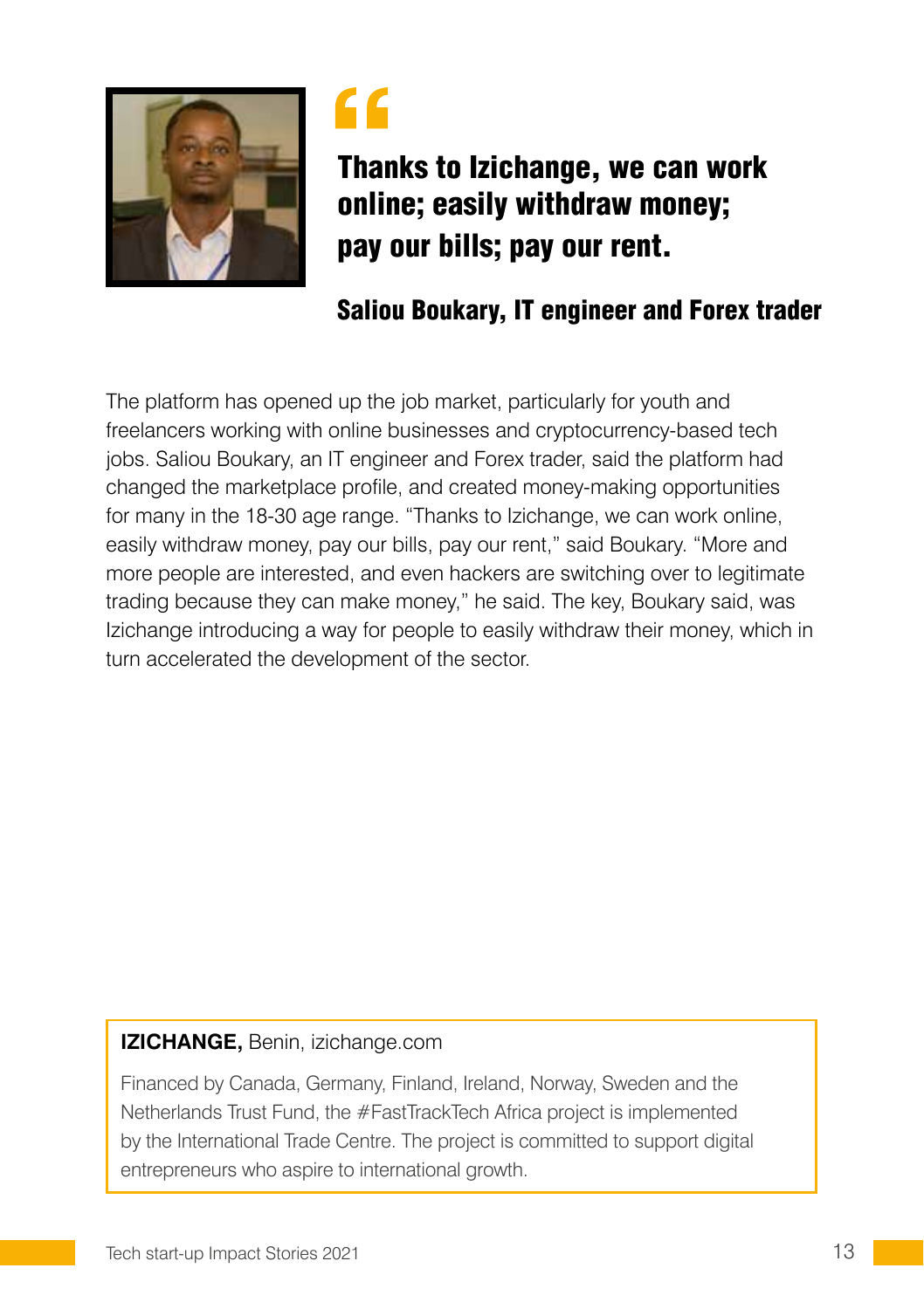> **Thanks to Izichange, we can work online; easily withdraw money; pay our bills; pay our rent.**
>
> **Saliou Boukary, IT engineer and Forex trader**

The platform has opened up the job market, particularly for youth and freelancers working with online businesses and cryptocurrency-based tech jobs. Saliou Boukary, an IT engineer and Forex trader, said the platform had changed the marketplace profile, and created money-making opportunities for many in the 18-30 age range. "Thanks to Izichange, we can work online, easily withdraw money, pay our bills, pay our rent," said Boukary. "More and more people are interested, and even hackers are switching over to legitimate trading because they can make money," he said. The key, Boukary said, was Izichange introducing a way for people to easily withdraw their money, which in turn accelerated the development of the sector.

**IZICHANGE,** Benin, izichange.com

Financed by Canada, Germany, Finland, Ireland, Norway, Sweden and the Netherlands Trust Fund, the #FastTrackTech Africa project is implemented by the International Trade Centre. The project is committed to support digital entrepreneurs who aspire to international growth.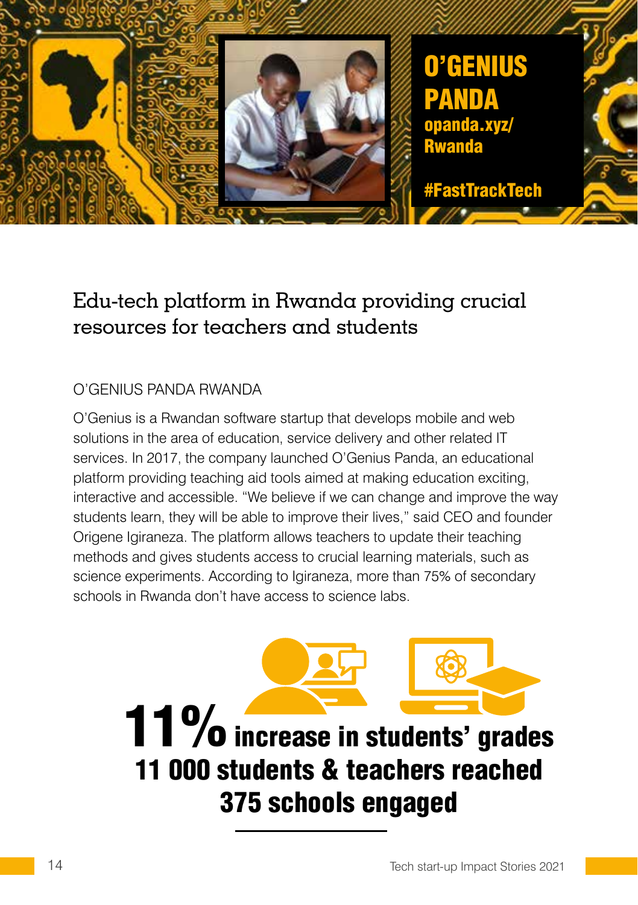# O'GENIUS PANDA

**opanda.xyz/**
**Rwanda**

**#FastTrackTech**

## Edu-tech platform in Rwanda providing crucial resources for teachers and students

O'GENIUS PANDA RWANDA

O'Genius is a Rwandan software startup that develops mobile and web solutions in the area of education, service delivery and other related IT services. In 2017, the company launched O'Genius Panda, an educational platform providing teaching aid tools aimed at making education exciting, interactive and accessible. "We believe if we can change and improve the way students learn, they will be able to improve their lives," said CEO and founder Origene Igiraneza. The platform allows teachers to update their teaching methods and gives students access to crucial learning materials, such as science experiments. According to Igiraneza, more than 75% of secondary schools in Rwanda don't have access to science labs.

**11% increase in students' grades**
**11 000 students & teachers reached**
**375 schools engaged**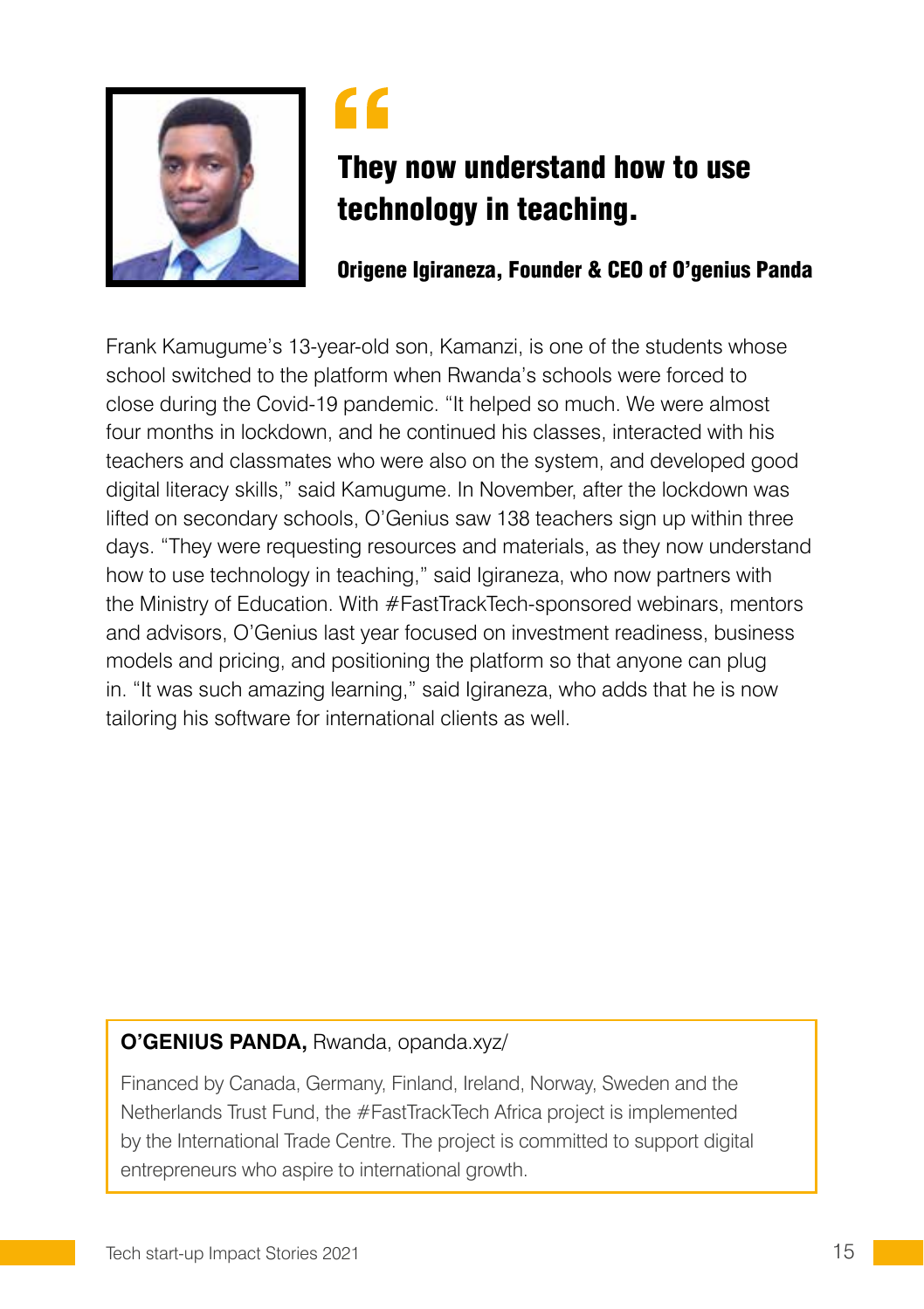> **They now understand how to use technology in teaching.**
>
> **Origene Igiraneza, Founder & CEO of O'genius Panda**

Frank Kamugume's 13-year-old son, Kamanzi, is one of the students whose school switched to the platform when Rwanda's schools were forced to close during the Covid-19 pandemic. "It helped so much. We were almost four months in lockdown, and he continued his classes, interacted with his teachers and classmates who were also on the system, and developed good digital literacy skills," said Kamugume. In November, after the lockdown was lifted on secondary schools, O'Genius saw 138 teachers sign up within three days. "They were requesting resources and materials, as they now understand how to use technology in teaching," said Igiraneza, who now partners with the Ministry of Education. With #FastTrackTech-sponsored webinars, mentors and advisors, O'Genius last year focused on investment readiness, business models and pricing, and positioning the platform so that anyone can plug in. "It was such amazing learning," said Igiraneza, who adds that he is now tailoring his software for international clients as well.

**O'GENIUS PANDA,** Rwanda, opanda.xyz/

Financed by Canada, Germany, Finland, Ireland, Norway, Sweden and the Netherlands Trust Fund, the #FastTrackTech Africa project is implemented by the International Trade Centre. The project is committed to support digital entrepreneurs who aspire to international growth.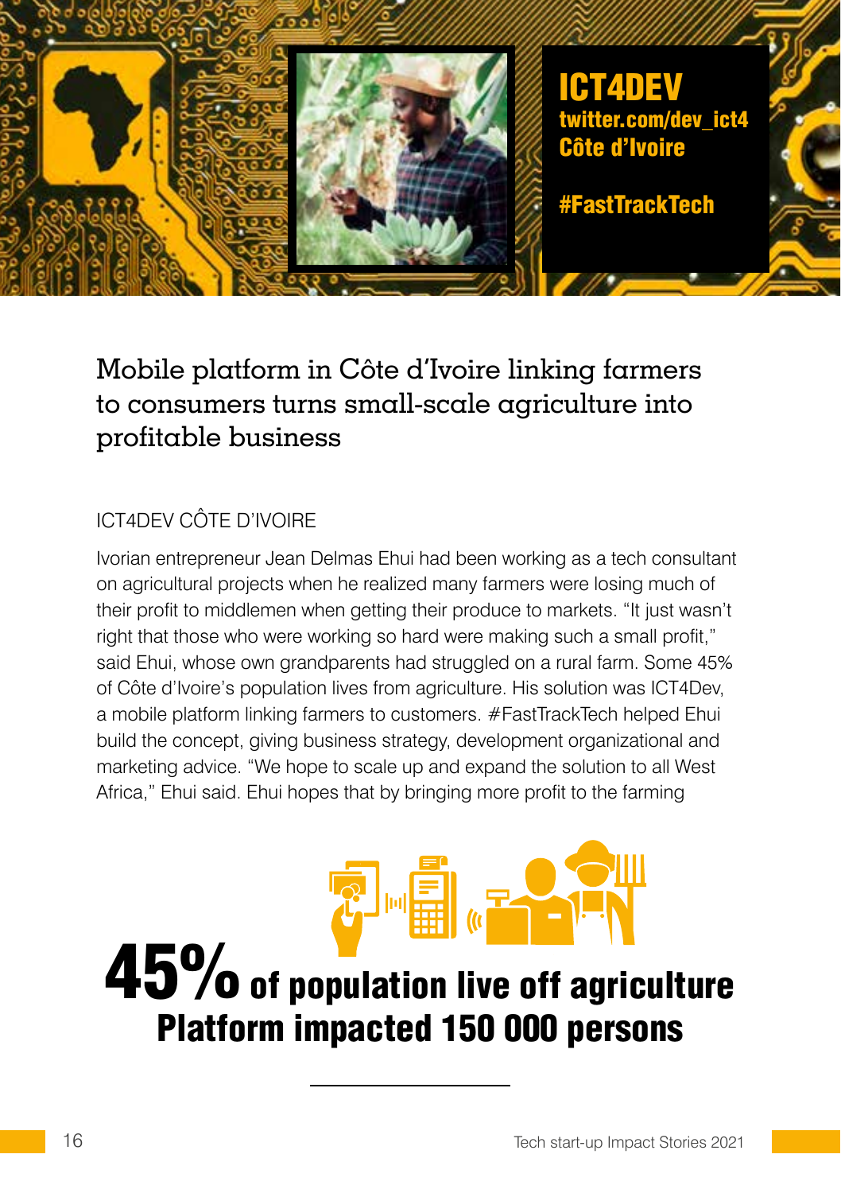**ICT4DEV**
**twitter.com/dev_ict4**
**Côte d'Ivoire**

**#FastTrackTech**

# Mobile platform in Côte d'Ivoire linking farmers to consumers turns small-scale agriculture into profitable business

ICT4DEV CÔTE D'IVOIRE

Ivorian entrepreneur Jean Delmas Ehui had been working as a tech consultant on agricultural projects when he realized many farmers were losing much of their profit to middlemen when getting their produce to markets. "It just wasn't right that those who were working so hard were making such a small profit," said Ehui, whose own grandparents had struggled on a rural farm. Some 45% of Côte d'Ivoire's population lives from agriculture. His solution was ICT4Dev, a mobile platform linking farmers to customers. #FastTrackTech helped Ehui build the concept, giving business strategy, development organizational and marketing advice. "We hope to scale up and expand the solution to all West Africa," Ehui said. Ehui hopes that by bringing more profit to the farming

**45% of population live off agriculture**
**Platform impacted 150 000 persons**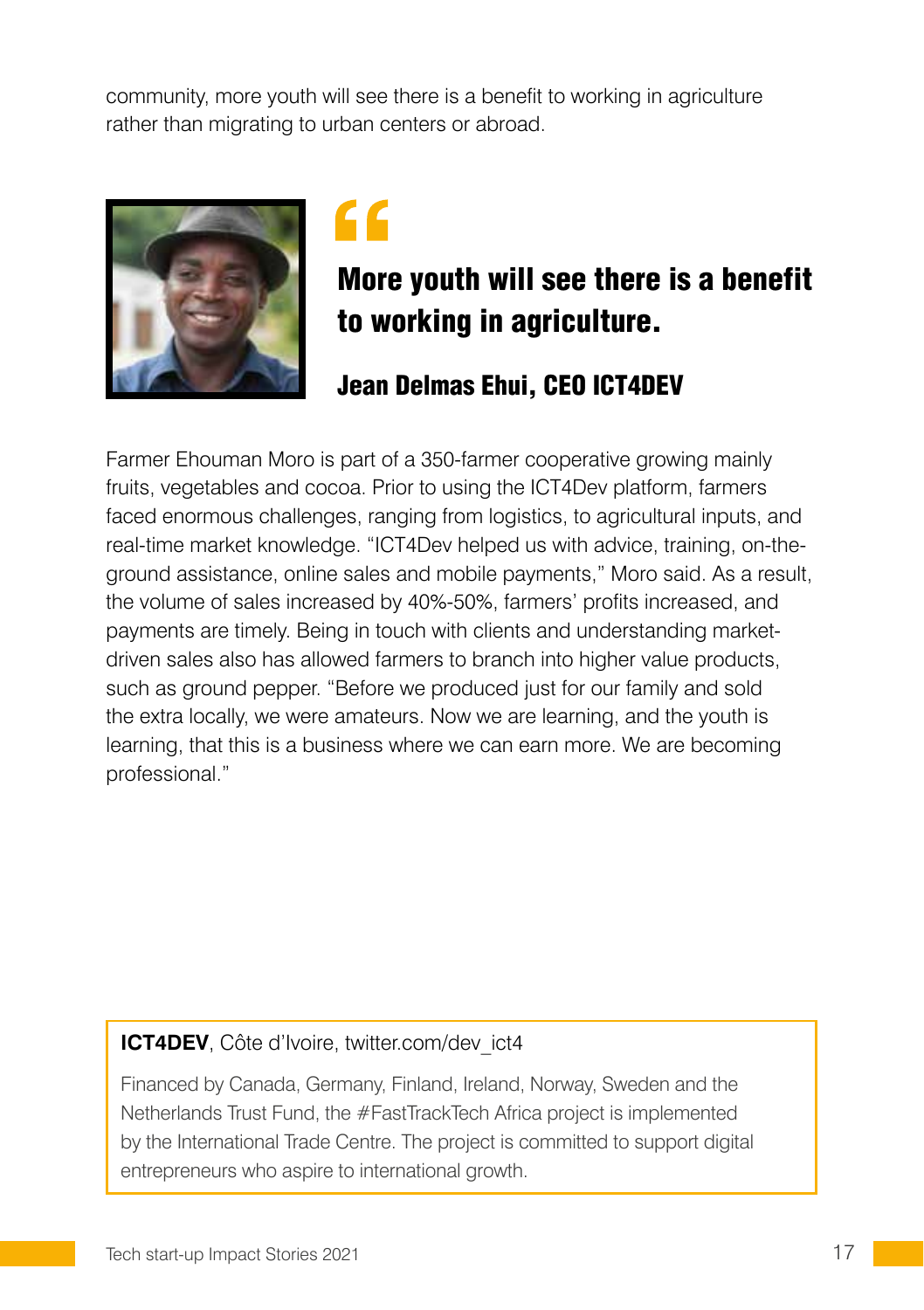community, more youth will see there is a benefit to working in agriculture rather than migrating to urban centers or abroad.

> **More youth will see there is a benefit to working in agriculture.**
>
> **Jean Delmas Ehui, CEO ICT4DEV**

Farmer Ehouman Moro is part of a 350-farmer cooperative growing mainly fruits, vegetables and cocoa. Prior to using the ICT4Dev platform, farmers faced enormous challenges, ranging from logistics, to agricultural inputs, and real-time market knowledge. "ICT4Dev helped us with advice, training, on-the-ground assistance, online sales and mobile payments," Moro said. As a result, the volume of sales increased by 40%-50%, farmers' profits increased, and payments are timely. Being in touch with clients and understanding market-driven sales also has allowed farmers to branch into higher value products, such as ground pepper. "Before we produced just for our family and sold the extra locally, we were amateurs. Now we are learning, and the youth is learning, that this is a business where we can earn more. We are becoming professional."

**ICT4DEV**, Côte d'Ivoire, twitter.com/dev_ict4

Financed by Canada, Germany, Finland, Ireland, Norway, Sweden and the Netherlands Trust Fund, the #FastTrackTech Africa project is implemented by the International Trade Centre. The project is committed to support digital entrepreneurs who aspire to international growth.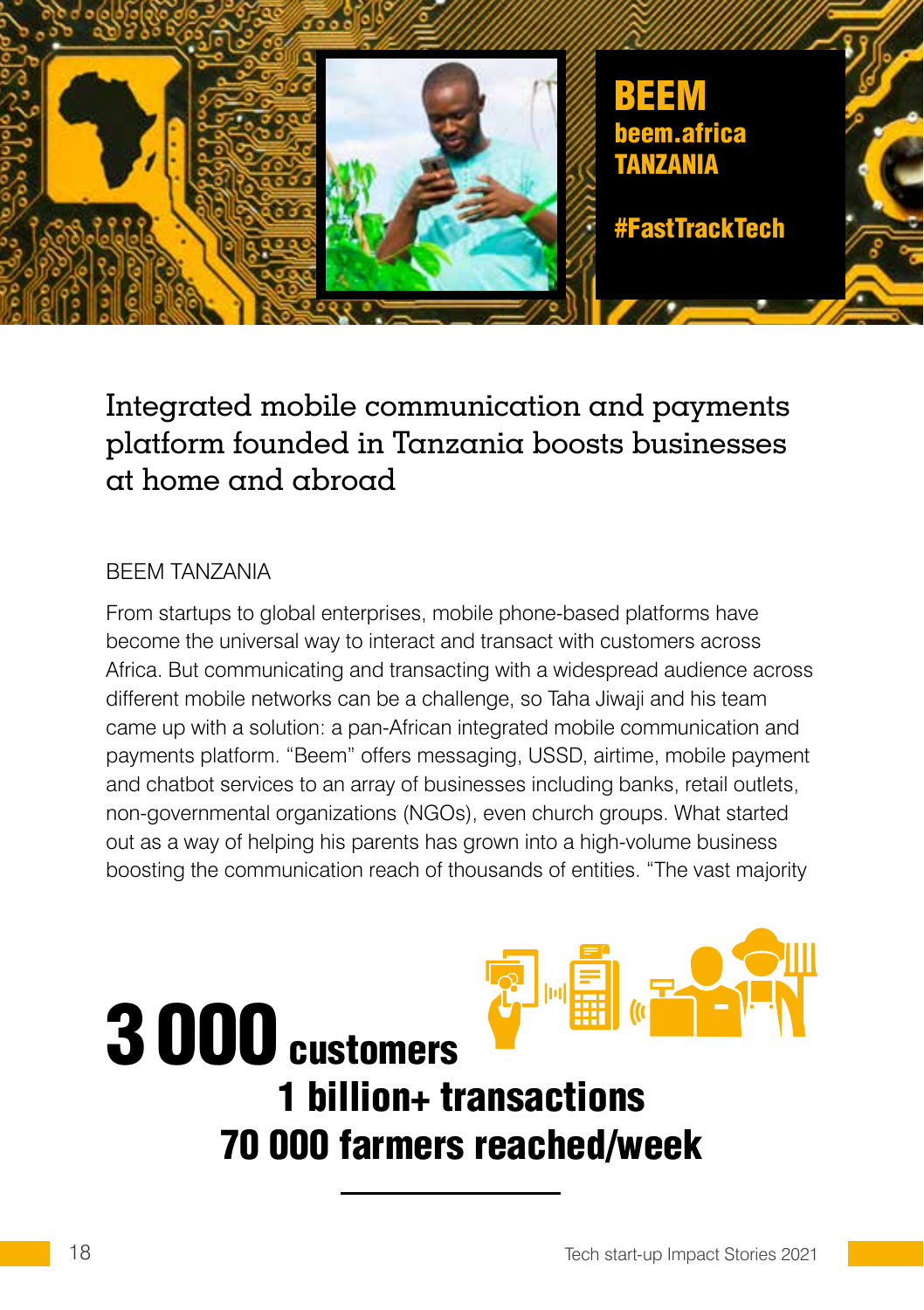**BEEM**
**beem.africa**
**TANZANIA**

**#FastTrackTech**

# Integrated mobile communication and payments platform founded in Tanzania boosts businesses at home and abroad

BEEM TANZANIA

From startups to global enterprises, mobile phone-based platforms have become the universal way to interact and transact with customers across Africa. But communicating and transacting with a widespread audience across different mobile networks can be a challenge, so Taha Jiwaji and his team came up with a solution: a pan-African integrated mobile communication and payments platform. "Beem" offers messaging, USSD, airtime, mobile payment and chatbot services to an array of businesses including banks, retail outlets, non-governmental organizations (NGOs), even church groups. What started out as a way of helping his parents has grown into a high-volume business boosting the communication reach of thousands of entities. "The vast majority

**3 000 customers**
**1 billion+ transactions**
**70 000 farmers reached/week**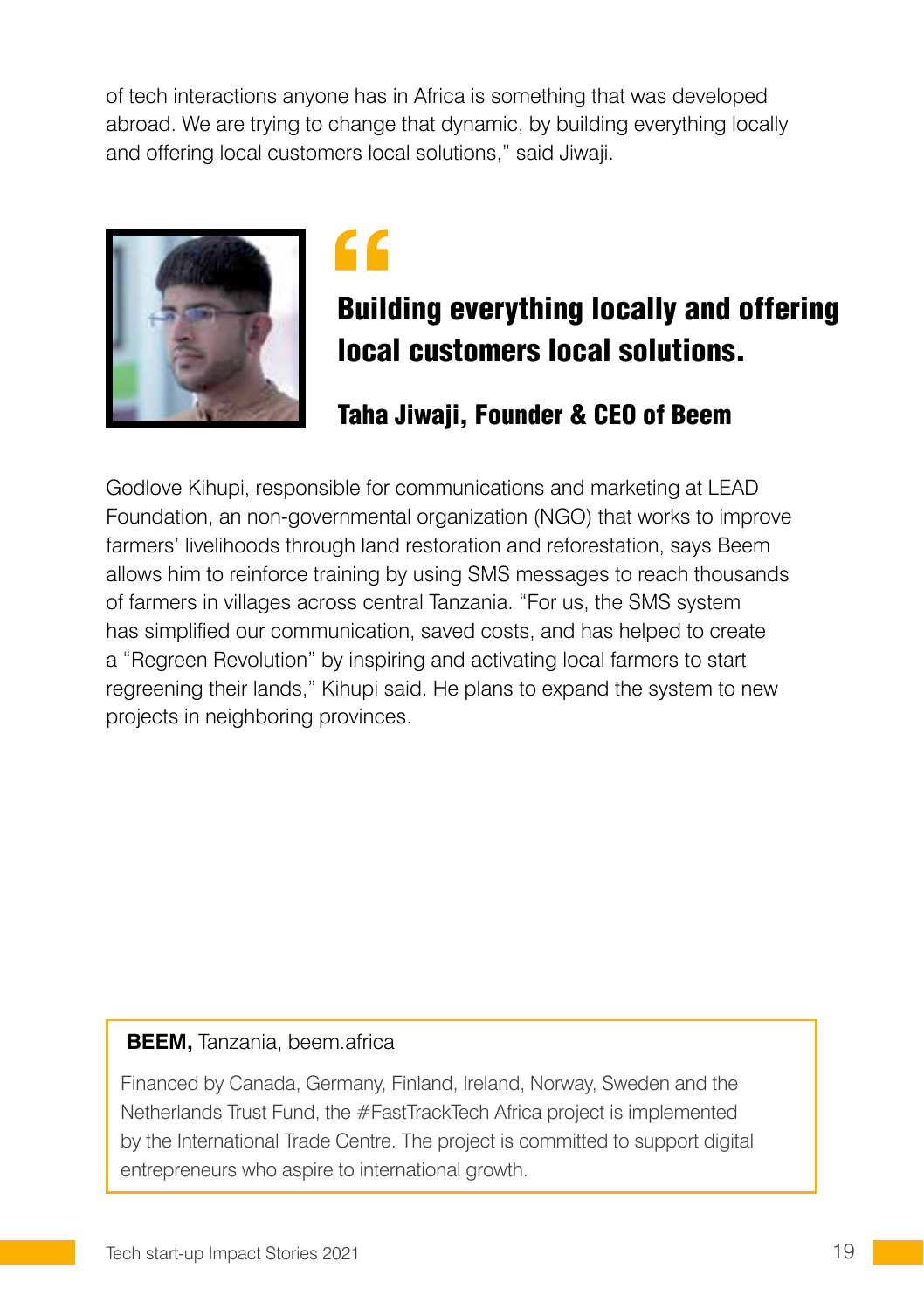of tech interactions anyone has in Africa is something that was developed abroad. We are trying to change that dynamic, by building everything locally and offering local customers local solutions," said Jiwaji.

> **Building everything locally and offering local customers local solutions.**
>
> **Taha Jiwaji, Founder & CEO of Beem**

Godlove Kihupi, responsible for communications and marketing at LEAD Foundation, an non-governmental organization (NGO) that works to improve farmers' livelihoods through land restoration and reforestation, says Beem allows him to reinforce training by using SMS messages to reach thousands of farmers in villages across central Tanzania. "For us, the SMS system has simplified our communication, saved costs, and has helped to create a "Regreen Revolution" by inspiring and activating local farmers to start regreening their lands," Kihupi said. He plans to expand the system to new projects in neighboring provinces.

**BEEM,** Tanzania, beem.africa

Financed by Canada, Germany, Finland, Ireland, Norway, Sweden and the Netherlands Trust Fund, the #FastTrackTech Africa project is implemented by the International Trade Centre. The project is committed to support digital entrepreneurs who aspire to international growth.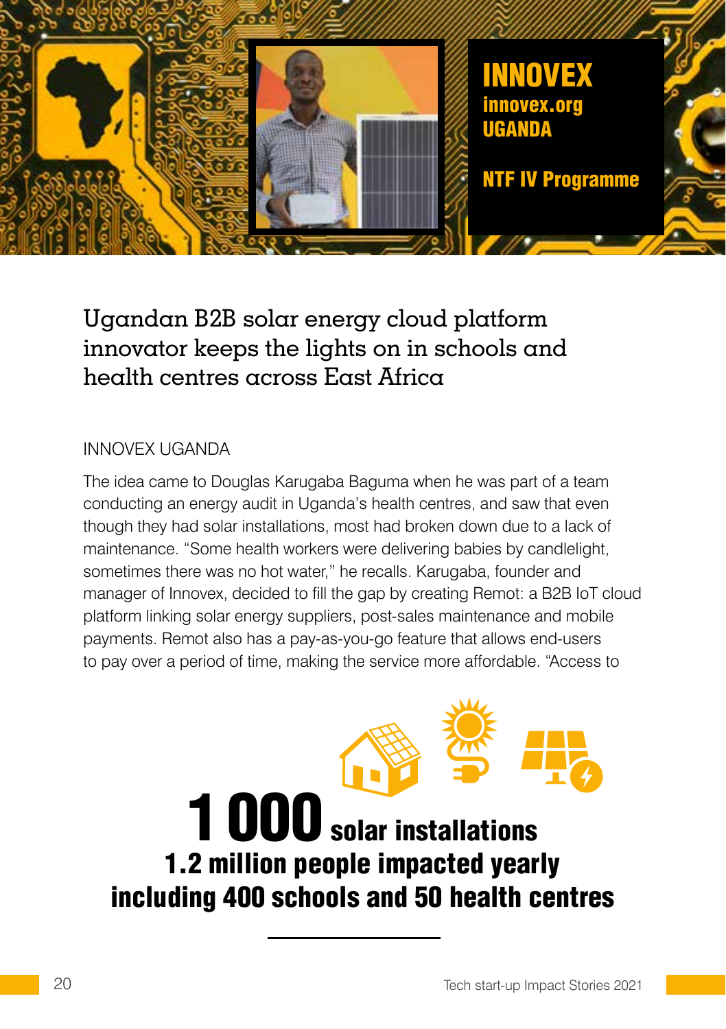**INNOVEX**
**innovex.org**
**UGANDA**

**NTF IV Programme**

# Ugandan B2B solar energy cloud platform innovator keeps the lights on in schools and health centres across East Africa

INNOVEX UGANDA

The idea came to Douglas Karugaba Baguma when he was part of a team conducting an energy audit in Uganda's health centres, and saw that even though they had solar installations, most had broken down due to a lack of maintenance. "Some health workers were delivering babies by candlelight, sometimes there was no hot water," he recalls. Karugaba, founder and manager of Innovex, decided to fill the gap by creating Remot: a B2B IoT cloud platform linking solar energy suppliers, post-sales maintenance and mobile payments. Remot also has a pay-as-you-go feature that allows end-users to pay over a period of time, making the service more affordable. "Access to

**1 000 solar installations**
**1.2 million people impacted yearly**
**including 400 schools and 50 health centres**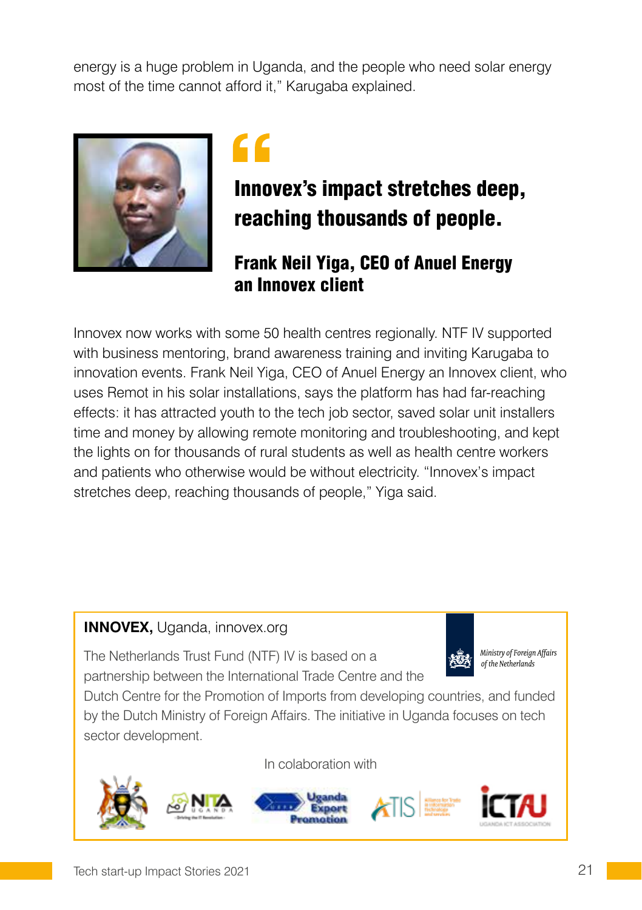energy is a huge problem in Uganda, and the people who need solar energy most of the time cannot afford it," Karugaba explained.

> **Innovex's impact stretches deep, reaching thousands of people.**
>
> **Frank Neil Yiga, CEO of Anuel Energy an Innovex client**

Innovex now works with some 50 health centres regionally. NTF IV supported with business mentoring, brand awareness training and inviting Karugaba to innovation events. Frank Neil Yiga, CEO of Anuel Energy an Innovex client, who uses Remot in his solar installations, says the platform has had far-reaching effects: it has attracted youth to the tech job sector, saved solar unit installers time and money by allowing remote monitoring and troubleshooting, and kept the lights on for thousands of rural students as well as health centre workers and patients who otherwise would be without electricity. "Innovex's impact stretches deep, reaching thousands of people," Yiga said.

**INNOVEX,** Uganda, innovex.org

The Netherlands Trust Fund (NTF) IV is based on a partnership between the International Trade Centre and the Dutch Centre for the Promotion of Imports from developing countries, and funded by the Dutch Ministry of Foreign Affairs. The initiative in Uganda focuses on tech sector development.

*Ministry of Foreign Affairs of the Netherlands*

In colaboration with

NITA Uganda · Uganda Export Promotion · ATIS · ICTAU Uganda ICT Association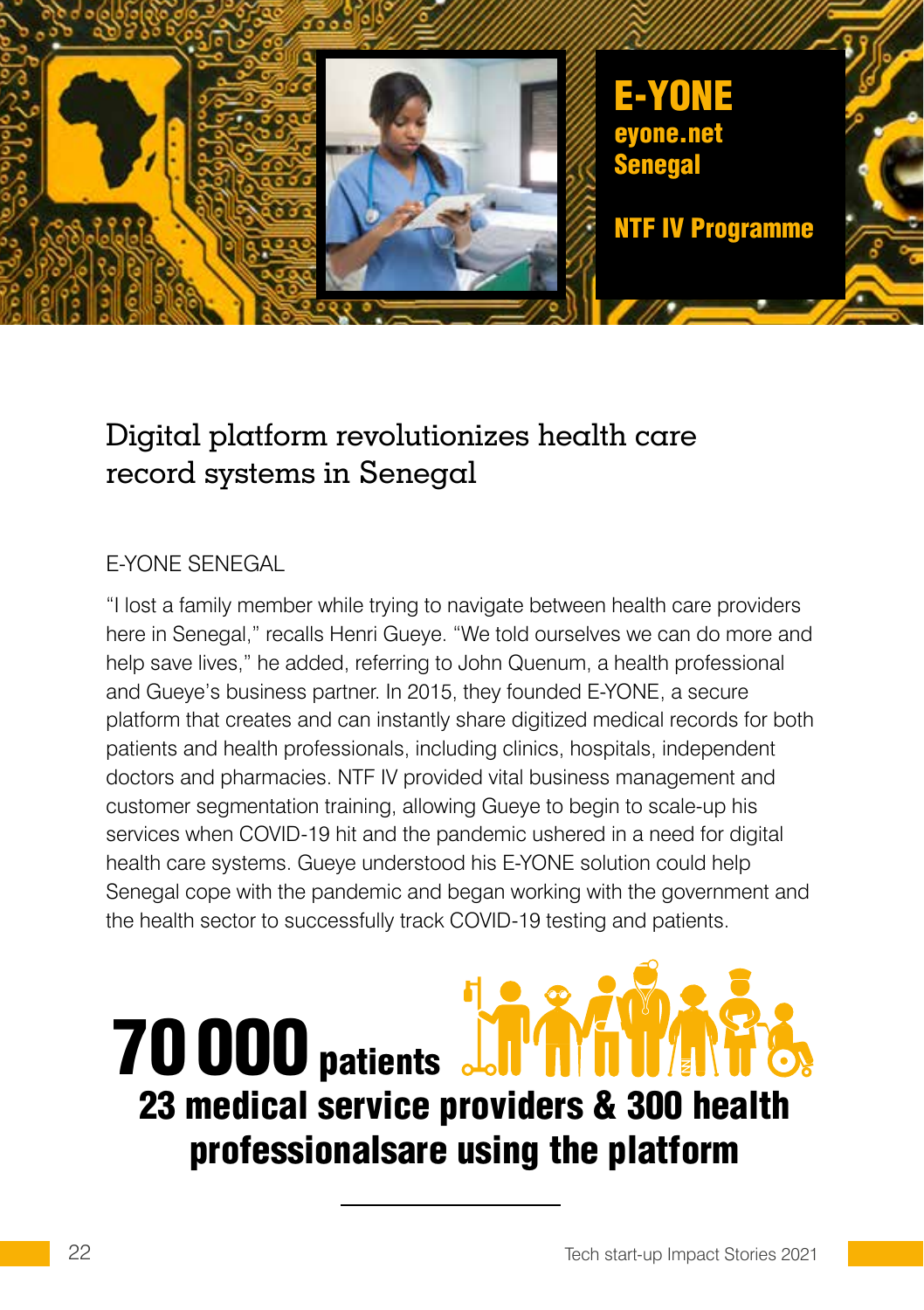# E-YONE

**eyone.net**
**Senegal**

**NTF IV Programme**

## Digital platform revolutionizes health care record systems in Senegal

E-YONE SENEGAL

"I lost a family member while trying to navigate between health care providers here in Senegal," recalls Henri Gueye. "We told ourselves we can do more and help save lives," he added, referring to John Quenum, a health professional and Gueye's business partner. In 2015, they founded E-YONE, a secure platform that creates and can instantly share digitized medical records for both patients and health professionals, including clinics, hospitals, independent doctors and pharmacies. NTF IV provided vital business management and customer segmentation training, allowing Gueye to begin to scale-up his services when COVID-19 hit and the pandemic ushered in a need for digital health care systems. Gueye understood his E-YONE solution could help Senegal cope with the pandemic and began working with the government and the health sector to successfully track COVID-19 testing and patients.

**70 000 patients**
**23 medical service providers & 300 health professionalsare using the platform**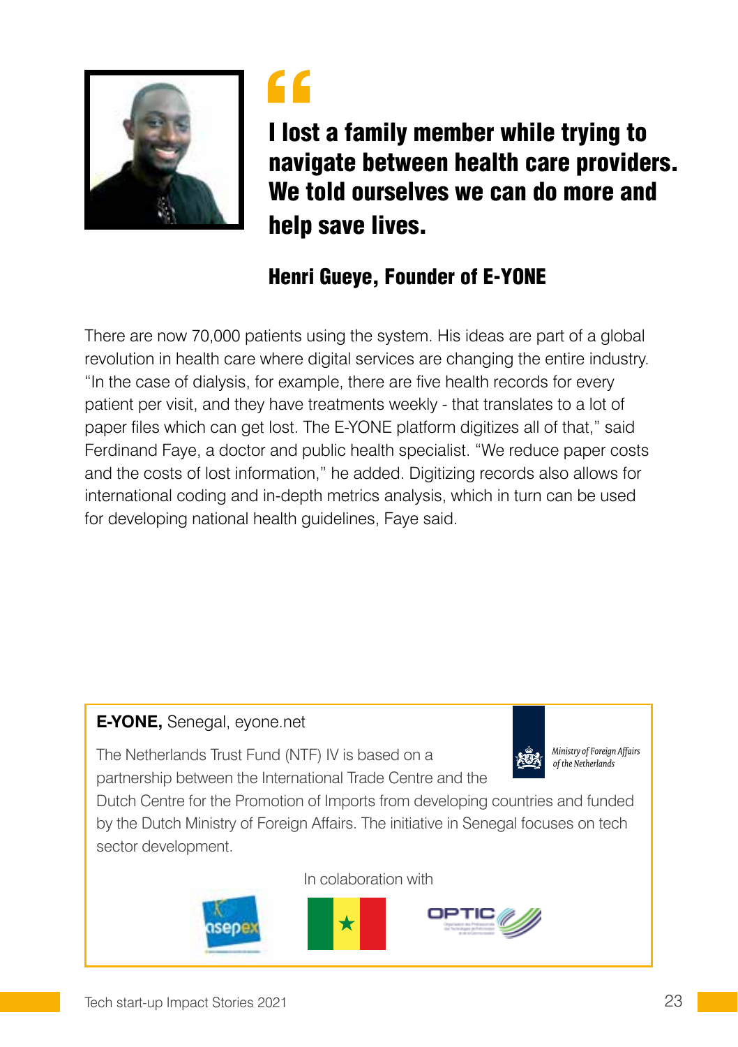> **I lost a family member while trying to navigate between health care providers. We told ourselves we can do more and help save lives.**
>
> **Henri Gueye, Founder of E-YONE**

There are now 70,000 patients using the system. His ideas are part of a global revolution in health care where digital services are changing the entire industry. "In the case of dialysis, for example, there are five health records for every patient per visit, and they have treatments weekly - that translates to a lot of paper files which can get lost. The E-YONE platform digitizes all of that," said Ferdinand Faye, a doctor and public health specialist. "We reduce paper costs and the costs of lost information," he added. Digitizing records also allows for international coding and in-depth metrics analysis, which in turn can be used for developing national health guidelines, Faye said.

**E-YONE,** Senegal, eyone.net

*Ministry of Foreign Affairs of the Netherlands*

The Netherlands Trust Fund (NTF) IV is based on a partnership between the International Trade Centre and the Dutch Centre for the Promotion of Imports from developing countries and funded by the Dutch Ministry of Foreign Affairs. The initiative in Senegal focuses on tech sector development.

In colaboration with

asepex — OPTIC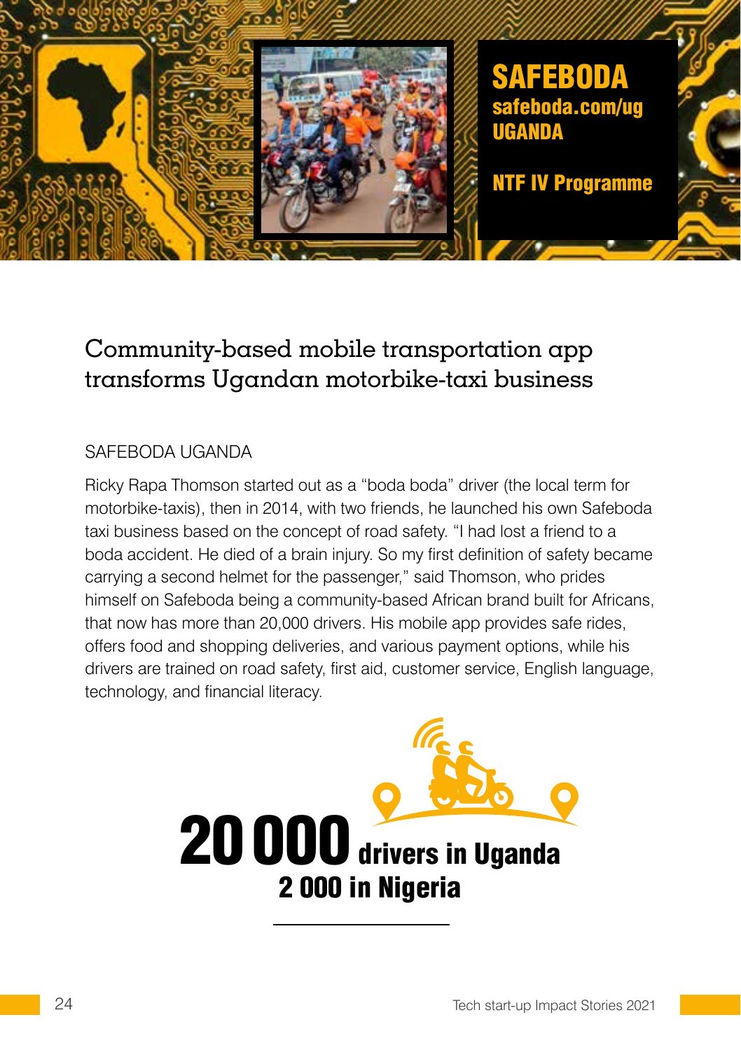# SAFEBODA

**safeboda.com/ug**

**UGANDA**

**NTF IV Programme**

## Community-based mobile transportation app transforms Ugandan motorbike-taxi business

SAFEBODA UGANDA

Ricky Rapa Thomson started out as a "boda boda" driver (the local term for motorbike-taxis), then in 2014, with two friends, he launched his own Safeboda taxi business based on the concept of road safety. "I had lost a friend to a boda accident. He died of a brain injury. So my first definition of safety became carrying a second helmet for the passenger," said Thomson, who prides himself on Safeboda being a community-based African brand built for Africans, that now has more than 20,000 drivers. His mobile app provides safe rides, offers food and shopping deliveries, and various payment options, while his drivers are trained on road safety, first aid, customer service, English language, technology, and financial literacy.

**20 000 drivers in Uganda**

**2 000 in Nigeria**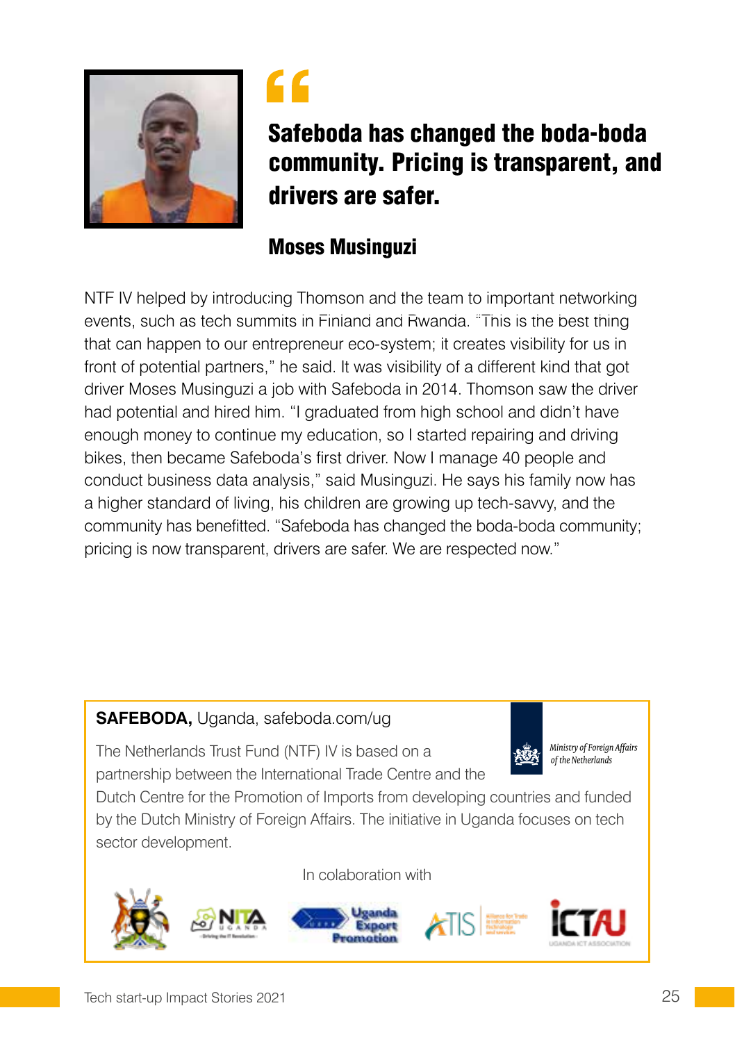> **Safeboda has changed the boda-boda community. Pricing is transparent, and drivers are safer.**
>
> **Moses Musinguzi**

NTF IV helped by introducing Thomson and the team to important networking events, such as tech summits in Finland and Rwanda. "This is the best thing that can happen to our entrepreneur eco-system; it creates visibility for us in front of potential partners," he said. It was visibility of a different kind that got driver Moses Musinguzi a job with Safeboda in 2014. Thomson saw the driver had potential and hired him. "I graduated from high school and didn't have enough money to continue my education, so I started repairing and driving bikes, then became Safeboda's first driver. Now I manage 40 people and conduct business data analysis," said Musinguzi. He says his family now has a higher standard of living, his children are growing up tech-savvy, and the community has benefitted. "Safeboda has changed the boda-boda community; pricing is now transparent, drivers are safer. We are respected now."

**SAFEBODA,** Uganda, safeboda.com/ug

*Ministry of Foreign Affairs of the Netherlands*

The Netherlands Trust Fund (NTF) IV is based on a partnership between the International Trade Centre and the Dutch Centre for the Promotion of Imports from developing countries and funded by the Dutch Ministry of Foreign Affairs. The initiative in Uganda focuses on tech sector development.

In colaboration with

NITA Uganda – Driving the IT Revolution · Uganda Export Promotion · ATIS · ICTAU Uganda ICT Association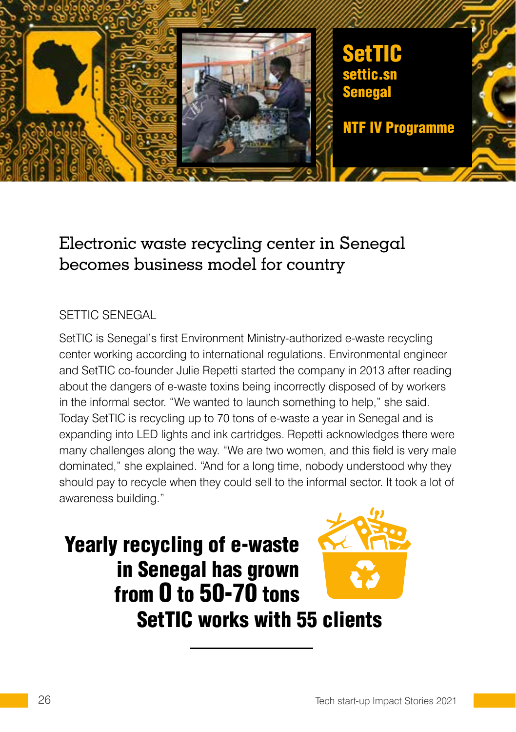# SetTIC

**settic.sn**

**Senegal**

**NTF IV Programme**

## Electronic waste recycling center in Senegal becomes business model for country

SETTIC SENEGAL

SetTIC is Senegal's first Environment Ministry-authorized e-waste recycling center working according to international regulations. Environmental engineer and SetTIC co-founder Julie Repetti started the company in 2013 after reading about the dangers of e-waste toxins being incorrectly disposed of by workers in the informal sector. "We wanted to launch something to help," she said. Today SetTIC is recycling up to 70 tons of e-waste a year in Senegal and is expanding into LED lights and ink cartridges. Repetti acknowledges there were many challenges along the way. "We are two women, and this field is very male dominated," she explained. "And for a long time, nobody understood why they should pay to recycle when they could sell to the informal sector. It took a lot of awareness building."

**Yearly recycling of e-waste in Senegal has grown from 0 to 50-70 tons**

**SetTIC works with 55 clients**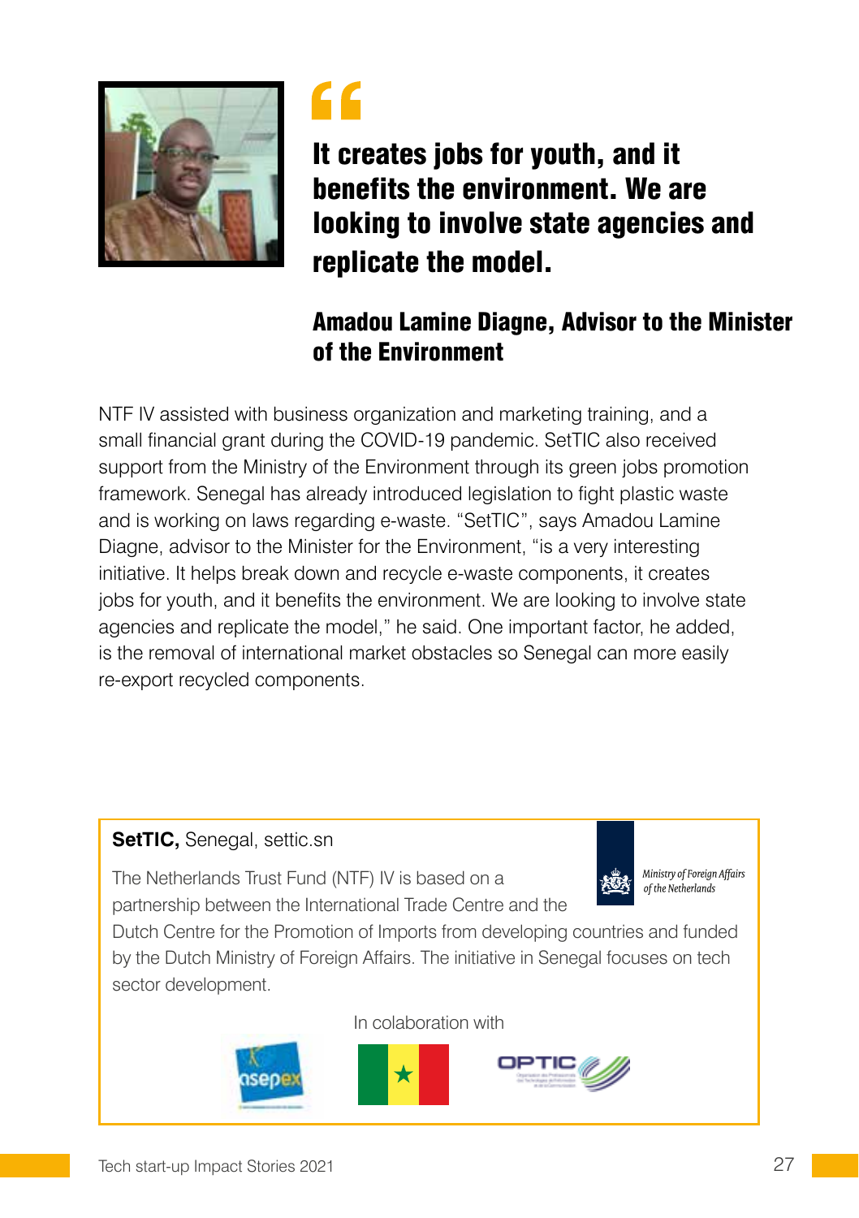> **It creates jobs for youth, and it benefits the environment. We are looking to involve state agencies and replicate the model.**

**Amadou Lamine Diagne, Advisor to the Minister of the Environment**

NTF IV assisted with business organization and marketing training, and a small financial grant during the COVID-19 pandemic. SetTIC also received support from the Ministry of the Environment through its green jobs promotion framework. Senegal has already introduced legislation to fight plastic waste and is working on laws regarding e-waste. “SetTIC”, says Amadou Lamine Diagne, advisor to the Minister for the Environment, “is a very interesting initiative. It helps break down and recycle e-waste components, it creates jobs for youth, and it benefits the environment. We are looking to involve state agencies and replicate the model,” he said. One important factor, he added, is the removal of international market obstacles so Senegal can more easily re-export recycled components.

---

**SetTIC,** Senegal, settic.sn

*Ministry of Foreign Affairs of the Netherlands*

The Netherlands Trust Fund (NTF) IV is based on a partnership between the International Trade Centre and the Dutch Centre for the Promotion of Imports from developing countries and funded by the Dutch Ministry of Foreign Affairs. The initiative in Senegal focuses on tech sector development.

In colaboration with

asepex OPTIC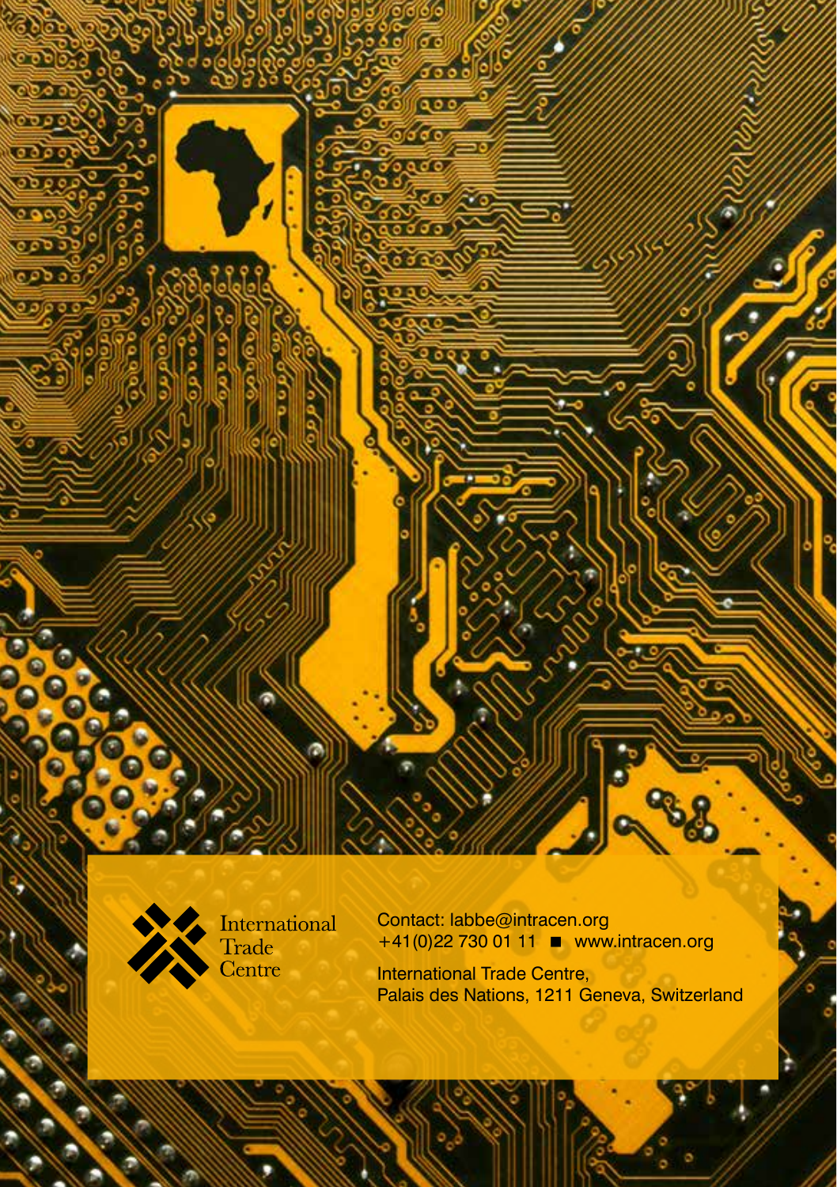International
Trade
Centre

Contact: labbe@intracen.org
+41(0)22 730 01 11 ■ www.intracen.org

International Trade Centre,
Palais des Nations, 1211 Geneva, Switzerland